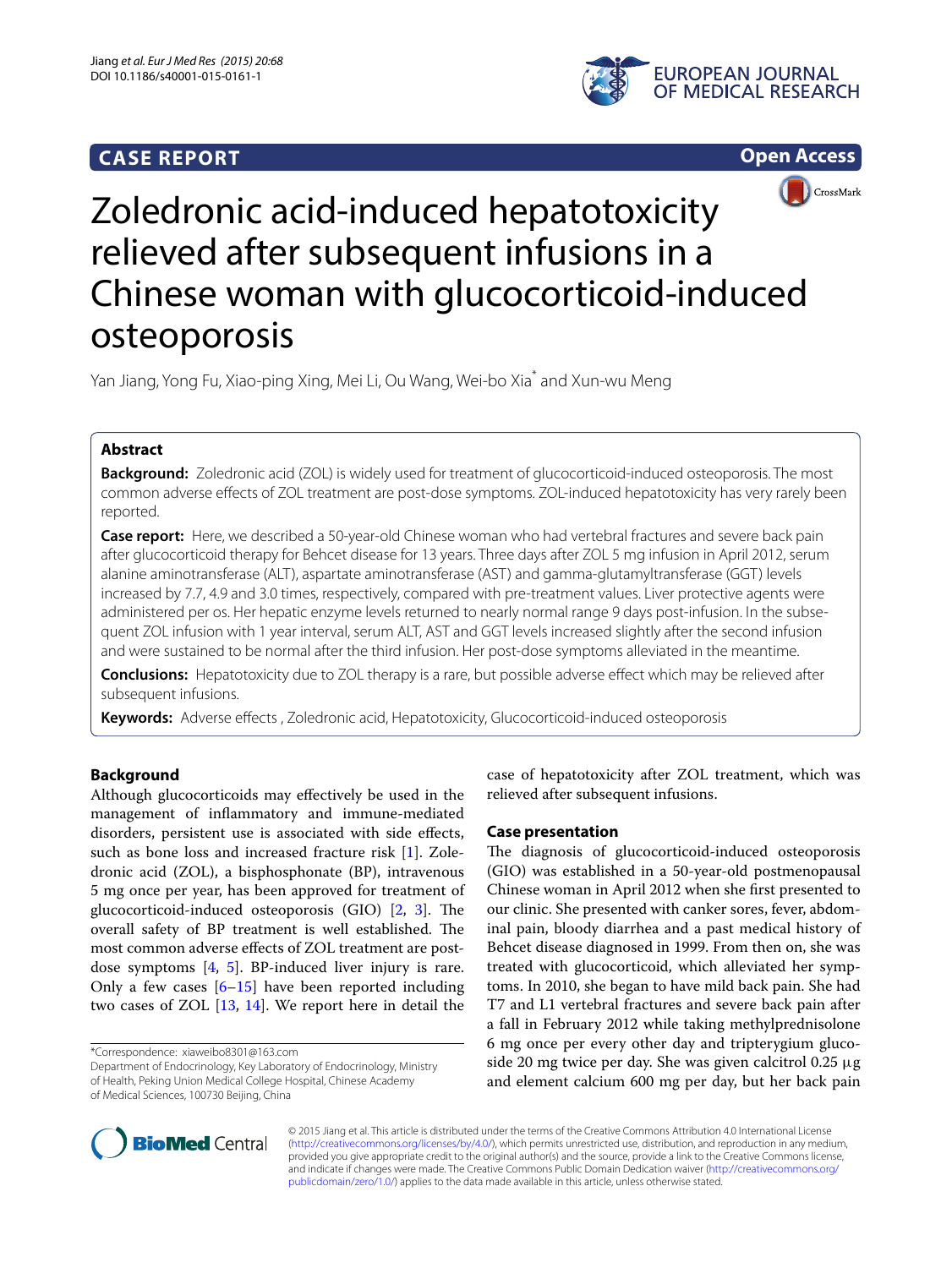CASE REPORT

Open Access

# Zoledronic acid-induced hepatotoxicity relieved after subsequent infusions in a Chinese woman with glucocorticoid-induced osteoporosis

Yan Jiang, Yong Fu, Xiao-ping Xing, Mei Li, Ou Wang, Wei-bo Xia* and Xun-wu Meng

## Abstract

**Background:** Zoledronic acid (ZOL) is widely used for treatment of glucocorticoid-induced osteoporosis. The most common adverse effects of ZOL treatment are post-dose symptoms. ZOL-induced hepatotoxicity has very rarely been reported.

**Case report:** Here, we described a 50-year-old Chinese woman who had vertebral fractures and severe back pain after glucocorticoid therapy for Behcet disease for 13 years. Three days after ZOL 5 mg infusion in April 2012, serum alanine aminotransferase (ALT), aspartate aminotransferase (AST) and gamma-glutamyltransferase (GGT) levels increased by 7.7, 4.9 and 3.0 times, respectively, compared with pre-treatment values. Liver protective agents were administered per os. Her hepatic enzyme levels returned to nearly normal range 9 days post-infusion. In the subsequent ZOL infusion with 1 year interval, serum ALT, AST and GGT levels increased slightly after the second infusion and were sustained to be normal after the third infusion. Her post-dose symptoms alleviated in the meantime.

**Conclusions:** Hepatotoxicity due to ZOL therapy is a rare, but possible adverse effect which may be relieved after subsequent infusions.

**Keywords:** Adverse effects , Zoledronic acid, Hepatotoxicity, Glucocorticoid-induced osteoporosis

## Background

Although glucocorticoids may effectively be used in the management of inflammatory and immune-mediated disorders, persistent use is associated with side effects, such as bone loss and increased fracture risk [1]. Zoledronic acid (ZOL), a bisphosphonate (BP), intravenous 5 mg once per year, has been approved for treatment of glucocorticoid-induced osteoporosis (GIO) [2, 3]. The overall safety of BP treatment is well established. The most common adverse effects of ZOL treatment are post-dose symptoms [4, 5]. BP-induced liver injury is rare. Only a few cases [6–15] have been reported including two cases of ZOL [13, 14]. We report here in detail the case of hepatotoxicity after ZOL treatment, which was relieved after subsequent infusions.

## Case presentation

The diagnosis of glucocorticoid-induced osteoporosis (GIO) was established in a 50-year-old postmenopausal Chinese woman in April 2012 when she first presented to our clinic. She presented with canker sores, fever, abdominal pain, bloody diarrhea and a past medical history of Behcet disease diagnosed in 1999. From then on, she was treated with glucocorticoid, which alleviated her symptoms. In 2010, she began to have mild back pain. She had T7 and L1 vertebral fractures and severe back pain after a fall in February 2012 while taking methylprednisolone 6 mg once per every other day and tripterygium glucoside 20 mg twice per day. She was given calcitrol 0.25 μg and element calcium 600 mg per day, but her back pain

*Correspondence: xiaweibo8301@163.com
Department of Endocrinology, Key Laboratory of Endocrinology, Ministry of Health, Peking Union Medical College Hospital, Chinese Academy of Medical Sciences, 100730 Beijing, China

© 2015 Jiang et al. This article is distributed under the terms of the Creative Commons Attribution 4.0 International License (http://creativecommons.org/licenses/by/4.0/), which permits unrestricted use, distribution, and reproduction in any medium, provided you give appropriate credit to the original author(s) and the source, provide a link to the Creative Commons license, and indicate if changes were made. The Creative Commons Public Domain Dedication waiver (http://creativecommons.org/publicdomain/zero/1.0/) applies to the data made available in this article, unless otherwise stated.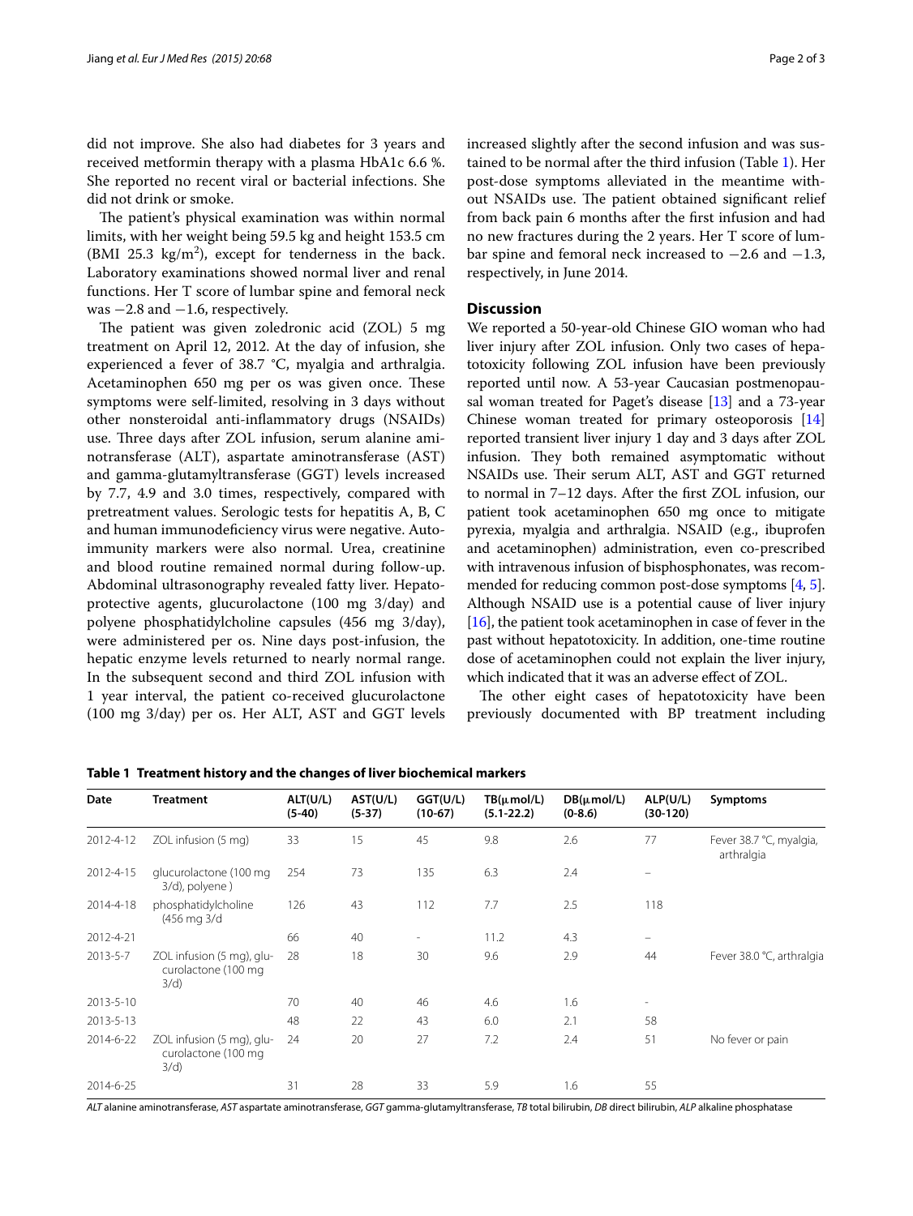did not improve. She also had diabetes for 3 years and received metformin therapy with a plasma HbA1c 6.6 %. She reported no recent viral or bacterial infections. She did not drink or smoke.

The patient's physical examination was within normal limits, with her weight being 59.5 kg and height 153.5 cm (BMI 25.3 kg/m$^2$), except for tenderness in the back. Laboratory examinations showed normal liver and renal functions. Her T score of lumbar spine and femoral neck was −2.8 and −1.6, respectively.

The patient was given zoledronic acid (ZOL) 5 mg treatment on April 12, 2012. At the day of infusion, she experienced a fever of 38.7 °C, myalgia and arthralgia. Acetaminophen 650 mg per os was given once. These symptoms were self-limited, resolving in 3 days without other nonsteroidal anti-inflammatory drugs (NSAIDs) use. Three days after ZOL infusion, serum alanine aminotransferase (ALT), aspartate aminotransferase (AST) and gamma-glutamyltransferase (GGT) levels increased by 7.7, 4.9 and 3.0 times, respectively, compared with pretreatment values. Serologic tests for hepatitis A, B, C and human immunodeficiency virus were negative. Autoimmunity markers were also normal. Urea, creatinine and blood routine remained normal during follow-up. Abdominal ultrasonography revealed fatty liver. Hepatoprotective agents, glucurolactone (100 mg 3/day) and polyene phosphatidylcholine capsules (456 mg 3/day), were administered per os. Nine days post-infusion, the hepatic enzyme levels returned to nearly normal range. In the subsequent second and third ZOL infusion with 1 year interval, the patient co-received glucurolactone (100 mg 3/day) per os. Her ALT, AST and GGT levels increased slightly after the second infusion and was sustained to be normal after the third infusion (Table 1). Her post-dose symptoms alleviated in the meantime without NSAIDs use. The patient obtained significant relief from back pain 6 months after the first infusion and had no new fractures during the 2 years. Her T score of lumbar spine and femoral neck increased to −2.6 and −1.3, respectively, in June 2014.

## Discussion

We reported a 50-year-old Chinese GIO woman who had liver injury after ZOL infusion. Only two cases of hepatotoxicity following ZOL infusion have been previously reported until now. A 53-year Caucasian postmenopausal woman treated for Paget's disease [13] and a 73-year Chinese woman treated for primary osteoporosis [14] reported transient liver injury 1 day and 3 days after ZOL infusion. They both remained asymptomatic without NSAIDs use. Their serum ALT, AST and GGT returned to normal in 7–12 days. After the first ZOL infusion, our patient took acetaminophen 650 mg once to mitigate pyrexia, myalgia and arthralgia. NSAID (e.g., ibuprofen and acetaminophen) administration, even co-prescribed with intravenous infusion of bisphosphonates, was recommended for reducing common post-dose symptoms [4, 5]. Although NSAID use is a potential cause of liver injury [16], the patient took acetaminophen in case of fever in the past without hepatotoxicity. In addition, one-time routine dose of acetaminophen could not explain the liver injury, which indicated that it was an adverse effect of ZOL.

The other eight cases of hepatotoxicity have been previously documented with BP treatment including

**Table 1 Treatment history and the changes of liver biochemical markers**

| Date | Treatment | ALT(U/L) (5-40) | AST(U/L) (5-37) | GGT(U/L) (10-67) | TB(μmol/L) (5.1-22.2) | DB(μmol/L) (0-8.6) | ALP(U/L) (30-120) | Symptoms |
|---|---|---|---|---|---|---|---|---|
| 2012-4-12 | ZOL infusion (5 mg) | 33 | 15 | 45 | 9.8 | 2.6 | 77 | Fever 38.7 °C, myalgia, arthralgia |
| 2012-4-15 | glucurolactone (100 mg 3/d), polyene ) | 254 | 73 | 135 | 6.3 | 2.4 | – | |
| 2014-4-18 | phosphatidylcholine (456 mg 3/d | 126 | 43 | 112 | 7.7 | 2.5 | 118 | |
| 2012-4-21 | | 66 | 40 | – | 11.2 | 4.3 | – | |
| 2013-5-7 | ZOL infusion (5 mg), glucurolactone (100 mg 3/d) | 28 | 18 | 30 | 9.6 | 2.9 | 44 | Fever 38.0 °C, arthralgia |
| 2013-5-10 | | 70 | 40 | 46 | 4.6 | 1.6 | – | |
| 2013-5-13 | | 48 | 22 | 43 | 6.0 | 2.1 | 58 | |
| 2014-6-22 | ZOL infusion (5 mg), glucurolactone (100 mg 3/d) | 24 | 20 | 27 | 7.2 | 2.4 | 51 | No fever or pain |
| 2014-6-25 | | 31 | 28 | 33 | 5.9 | 1.6 | 55 | |

*ALT* alanine aminotransferase, *AST* aspartate aminotransferase, *GGT* gamma-glutamyltransferase, *TB* total bilirubin, *DB* direct bilirubin, *ALP* alkaline phosphatase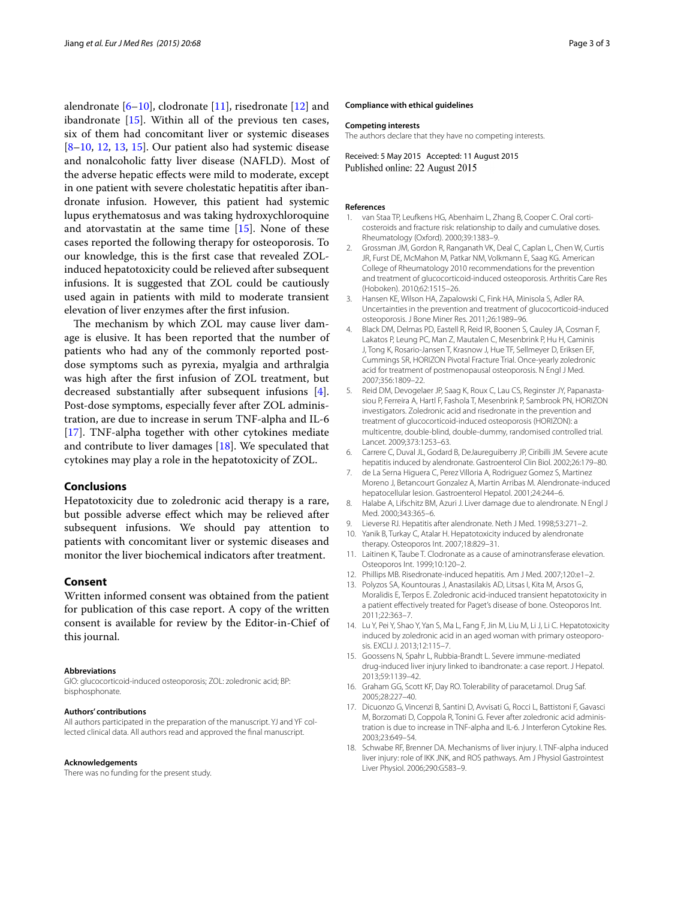alendronate [6–10], clodronate [11], risedronate [12] and ibandronate [15]. Within all of the previous ten cases, six of them had concomitant liver or systemic diseases [8–10, 12, 13, 15]. Our patient also had systemic disease and nonalcoholic fatty liver disease (NAFLD). Most of the adverse hepatic effects were mild to moderate, except in one patient with severe cholestatic hepatitis after ibandronate infusion. However, this patient had systemic lupus erythematosus and was taking hydroxychloroquine and atorvastatin at the same time [15]. None of these cases reported the following therapy for osteoporosis. To our knowledge, this is the first case that revealed ZOL-induced hepatotoxicity could be relieved after subsequent infusions. It is suggested that ZOL could be cautiously used again in patients with mild to moderate transient elevation of liver enzymes after the first infusion.

The mechanism by which ZOL may cause liver damage is elusive. It has been reported that the number of patients who had any of the commonly reported post-dose symptoms such as pyrexia, myalgia and arthralgia was high after the first infusion of ZOL treatment, but decreased substantially after subsequent infusions [4]. Post-dose symptoms, especially fever after ZOL administration, are due to increase in serum TNF-alpha and IL-6 [17]. TNF-alpha together with other cytokines mediate and contribute to liver damages [18]. We speculated that cytokines may play a role in the hepatotoxicity of ZOL.

## Conclusions

Hepatotoxicity due to zoledronic acid therapy is a rare, but possible adverse effect which may be relieved after subsequent infusions. We should pay attention to patients with concomitant liver or systemic diseases and monitor the liver biochemical indicators after treatment.

## Consent

Written informed consent was obtained from the patient for publication of this case report. A copy of the written consent is available for review by the Editor-in-Chief of this journal.

#### Abbreviations

GIO: glucocorticoid-induced osteoporosis; ZOL: zoledronic acid; BP: bisphosphonate.

#### Authors' contributions

All authors participated in the preparation of the manuscript. YJ and YF collected clinical data. All authors read and approved the final manuscript.

#### Acknowledgements

There was no funding for the present study.

#### Compliance with ethical guidelines

#### Competing interests

The authors declare that they have no competing interests.

Received: 5 May 2015 Accepted: 11 August 2015
Published online: 22 August 2015

#### References

1. van Staa TP, Leufkens HG, Abenhaim L, Zhang B, Cooper C. Oral corticosteroids and fracture risk: relationship to daily and cumulative doses. Rheumatology (Oxford). 2000;39:1383–9.
2. Grossman JM, Gordon R, Ranganath VK, Deal C, Caplan L, Chen W, Curtis JR, Furst DE, McMahon M, Patkar NM, Volkmann E, Saag KG. American College of Rheumatology 2010 recommendations for the prevention and treatment of glucocorticoid-induced osteoporosis. Arthritis Care Res (Hoboken). 2010;62:1515–26.
3. Hansen KE, Wilson HA, Zapalowski C, Fink HA, Minisola S, Adler RA. Uncertainties in the prevention and treatment of glucocorticoid-induced osteoporosis. J Bone Miner Res. 2011;26:1989–96.
4. Black DM, Delmas PD, Eastell R, Reid IR, Boonen S, Cauley JA, Cosman F, Lakatos P, Leung PC, Man Z, Mautalen C, Mesenbrink P, Hu H, Caminis J, Tong K, Rosario-Jansen T, Krasnow J, Hue TF, Sellmeyer D, Eriksen EF, Cummings SR, HORIZON Pivotal Fracture Trial. Once-yearly zoledronic acid for treatment of postmenopausal osteoporosis. N Engl J Med. 2007;356:1809–22.
5. Reid DM, Devogelaer JP, Saag K, Roux C, Lau CS, Reginster JY, Papanastasiou P, Ferreira A, Hartl F, Fashola T, Mesenbrink P, Sambrook PN, HORIZON investigators. Zoledronic acid and risedronate in the prevention and treatment of glucocorticoid-induced osteoporosis (HORIZON): a multicentre, double-blind, double-dummy, randomised controlled trial. Lancet. 2009;373:1253–63.
6. Carrere C, Duval JL, Godard B, DeJaureguiberry JP, Ciribilli JM. Severe acute hepatitis induced by alendronate. Gastroenterol Clin Biol. 2002;26:179–80.
7. de La Serna Higuera C, Perez Villoria A, Rodriguez Gomez S, Martinez Moreno J, Betancourt Gonzalez A, Martin Arribas M. Alendronate-induced hepatocellular lesion. Gastroenterol Hepatol. 2001;24:244–6.
8. Halabe A, Lifschitz BM, Azuri J. Liver damage due to alendronate. N Engl J Med. 2000;343:365–6.
9. Lieverse RJ. Hepatitis after alendronate. Neth J Med. 1998;53:271–2.
10. Yanik B, Turkay C, Atalar H. Hepatotoxicity induced by alendronate therapy. Osteoporos Int. 2007;18:829–31.
11. Laitinen K, Taube T. Clodronate as a cause of aminotransferase elevation. Osteoporos Int. 1999;10:120–2.
12. Phillips MB. Risedronate-induced hepatitis. Am J Med. 2007;120:e1–2.
13. Polyzos SA, Kountouras J, Anastasilakis AD, Litsas I, Kita M, Arsos G, Moralidis E, Terpos E. Zoledronic acid-induced transient hepatotoxicity in a patient effectively treated for Paget's disease of bone. Osteoporos Int. 2011;22:363–7.
14. Lu Y, Pei Y, Shao Y, Yan S, Ma L, Fang F, Jin M, Liu M, Li J, Li C. Hepatotoxicity induced by zoledronic acid in an aged woman with primary osteoporosis. EXCLI J. 2013;12:115–7.
15. Goossens N, Spahr L, Rubbia-Brandt L. Severe immune-mediated drug-induced liver injury linked to ibandronate: a case report. J Hepatol. 2013;59:1139–42.
16. Graham GG, Scott KF, Day RO. Tolerability of paracetamol. Drug Saf. 2005;28:227–40.
17. Dicuonzo G, Vincenzi B, Santini D, Avvisati G, Rocci L, Battistoni F, Gavasci M, Borzomati D, Coppola R, Tonini G. Fever after zoledronic acid administration is due to increase in TNF-alpha and IL-6. J Interferon Cytokine Res. 2003;23:649–54.
18. Schwabe RF, Brenner DA. Mechanisms of liver injury. I. TNF-alpha induced liver injury: role of IKK JNK, and ROS pathways. Am J Physiol Gastrointest Liver Physiol. 2006;290:G583–9.